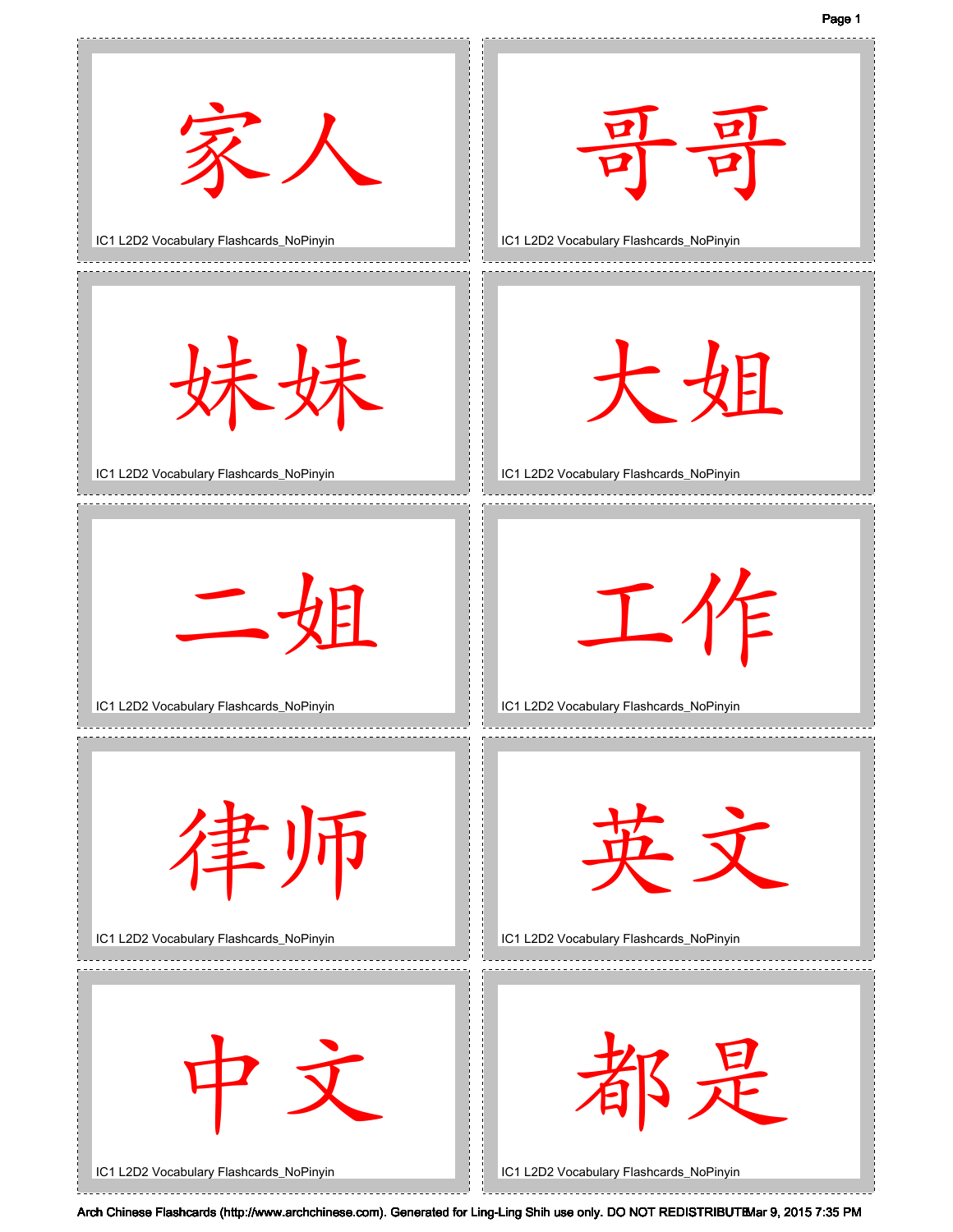家人

IC1 L2D2 Vocabulary Flashcards_NoPinyin

哥哥

IC1 L2D2 Vocabulary Flashcards_NoPinyin

妹妹

IC1 L2D2 Vocabulary Flashcards_NoPinyin

大姐

IC1 L2D2 Vocabulary Flashcards_NoPinyin

二姐

IC1 L2D2 Vocabulary Flashcards_NoPinyin

工作

IC1 L2D2 Vocabulary Flashcards_NoPinyin

律师

IC1 L2D2 Vocabulary Flashcards_NoPinyin

英文

IC1 L2D2 Vocabulary Flashcards_NoPinyin

中文

IC1 L2D2 Vocabulary Flashcards_NoPinyin

都是

IC1 L2D2 Vocabulary Flashcards_NoPinyin

Arch Chinese Flashcards (http://www.archchinese.com). Generated for Ling-Ling Shih use only. DO NOT REDISTRIBUTE Mar 9, 2015 7:35 PM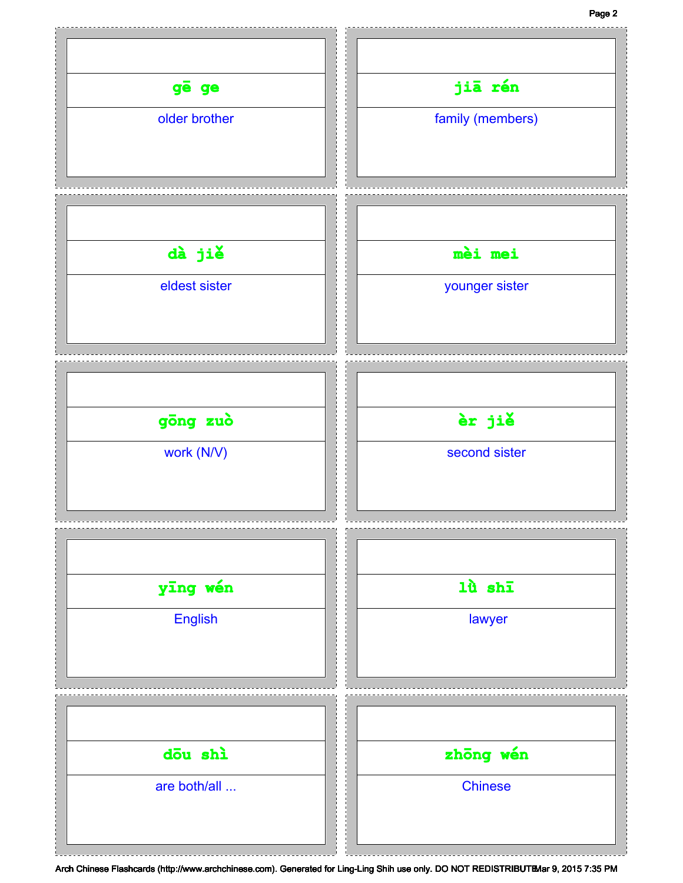| Pinyin | English |
| --- | --- |
| gē ge | older brother |
| jiā rén | family (members) |
| dà jiě | eldest sister |
| mèi mei | younger sister |
| gōng zuò | work (N/V) |
| èr jiě | second sister |
| yīng wén | English |
| lǜ shī | lawyer |
| dōu shì | are both/all ... |
| zhōng wén | Chinese |

Arch Chinese Flashcards (http://www.archchinese.com). Generated for Ling-Ling Shih use only. DO NOT REDISTRIBUTE Mar 9, 2015 7:35 PM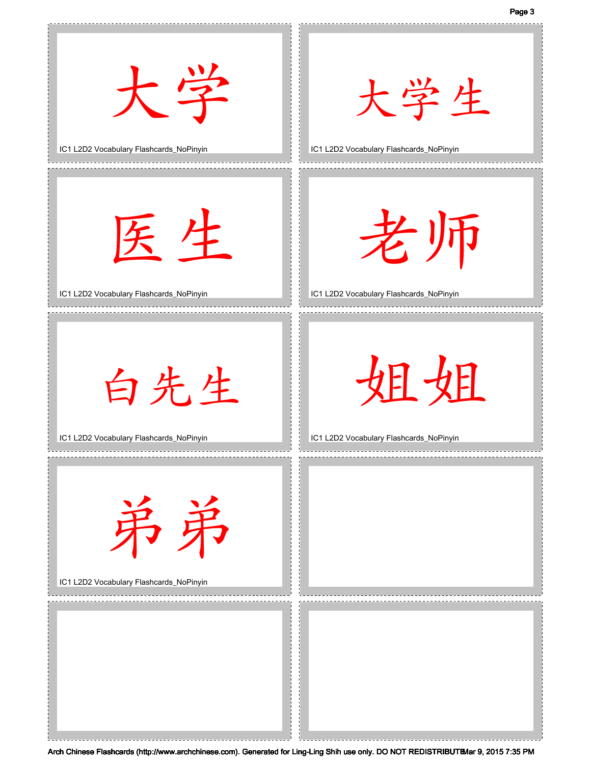大学

IC1 L2D2 Vocabulary Flashcards_NoPinyin

大学生

IC1 L2D2 Vocabulary Flashcards_NoPinyin

医生

IC1 L2D2 Vocabulary Flashcards_NoPinyin

老师

IC1 L2D2 Vocabulary Flashcards_NoPinyin

白先生

IC1 L2D2 Vocabulary Flashcards_NoPinyin

姐姐

IC1 L2D2 Vocabulary Flashcards_NoPinyin

弟弟

IC1 L2D2 Vocabulary Flashcards_NoPinyin

Arch Chinese Flashcards (http://www.archchinese.com). Generated for Ling-Ling Shih use only. DO NOT REDISTRIBUTE Mar 9, 2015 7:35 PM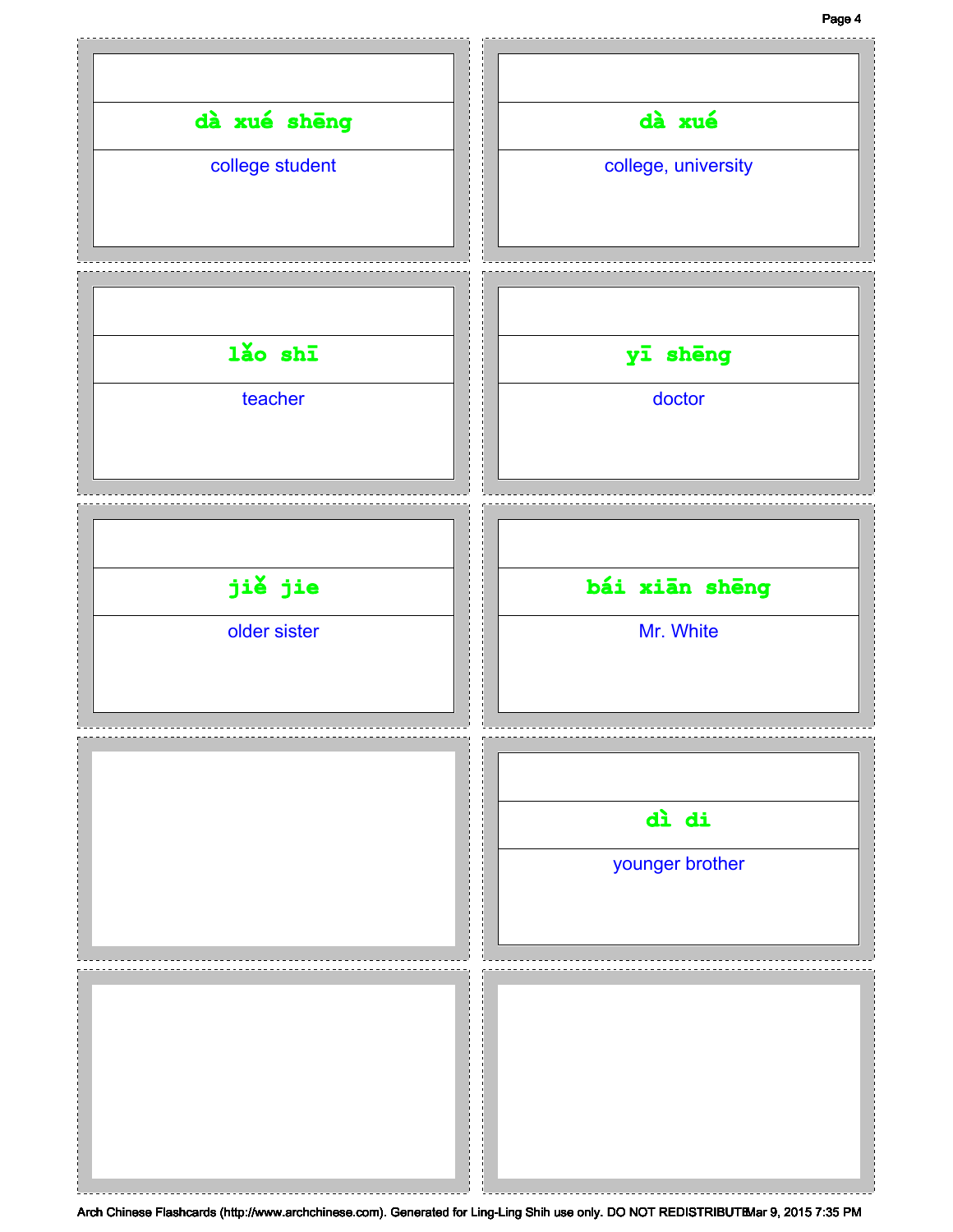dà xué shēng

college student

dà xué

college, university

lǎo shī

teacher

yī shēng

doctor

jiě jie

older sister

bái xiān shēng

Mr. White

dì di

younger brother